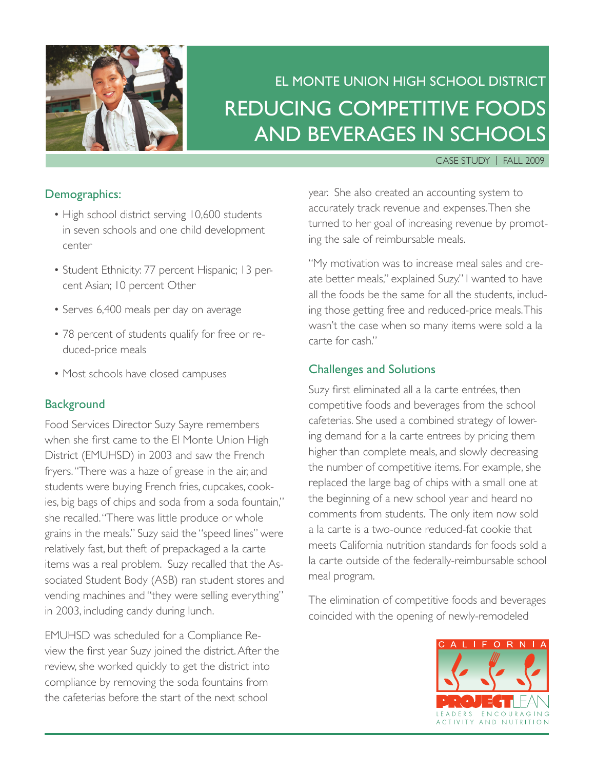EL MONTE UNION HIGH SCHOOL DISTRICT

# REDUCING COMPETITIVE FOODS AND BEVERAGES IN SCHOOLS

CASE STUDY | FALL 2009

## Demographics:

- High school district serving 10,600 students in seven schools and one child development center
- Student Ethnicity: 77 percent Hispanic; 13 percent Asian; 10 percent Other
- Serves 6,400 meals per day on average
- 78 percent of students qualify for free or reduced-price meals
- Most schools have closed campuses

## Background

Food Services Director Suzy Sayre remembers when she first came to the El Monte Union High District (EMUHSD) in 2003 and saw the French fryers. "There was a haze of grease in the air, and students were buying French fries, cupcakes, cookies, big bags of chips and soda from a soda fountain," she recalled. "There was little produce or whole grains in the meals." Suzy said the "speed lines" were relatively fast, but theft of prepackaged a la carte items was a real problem. Suzy recalled that the Associated Student Body (ASB) ran student stores and vending machines and "they were selling everything" in 2003, including candy during lunch.

EMUHSD was scheduled for a Compliance Review the first year Suzy joined the district. After the review, she worked quickly to get the district into compliance by removing the soda fountains from the cafeterias before the start of the next school year. She also created an accounting system to accurately track revenue and expenses. Then she turned to her goal of increasing revenue by promoting the sale of reimbursable meals.

"My motivation was to increase meal sales and create better meals," explained Suzy." I wanted to have all the foods be the same for all the students, including those getting free and reduced-price meals. This wasn't the case when so many items were sold a la carte for cash."

## Challenges and Solutions

Suzy first eliminated all a la carte entrées, then competitive foods and beverages from the school cafeterias. She used a combined strategy of lowering demand for a la carte entrees by pricing them higher than complete meals, and slowly decreasing the number of competitive items. For example, she replaced the large bag of chips with a small one at the beginning of a new school year and heard no comments from students. The only item now sold a la carte is a two-ounce reduced-fat cookie that meets California nutrition standards for foods sold a la carte outside of the federally-reimbursable school meal program.

The elimination of competitive foods and beverages coincided with the opening of newly-remodeled

CALIFORNIA PROJECT LEAN
LEADERS ENCOURAGING ACTIVITY AND NUTRITION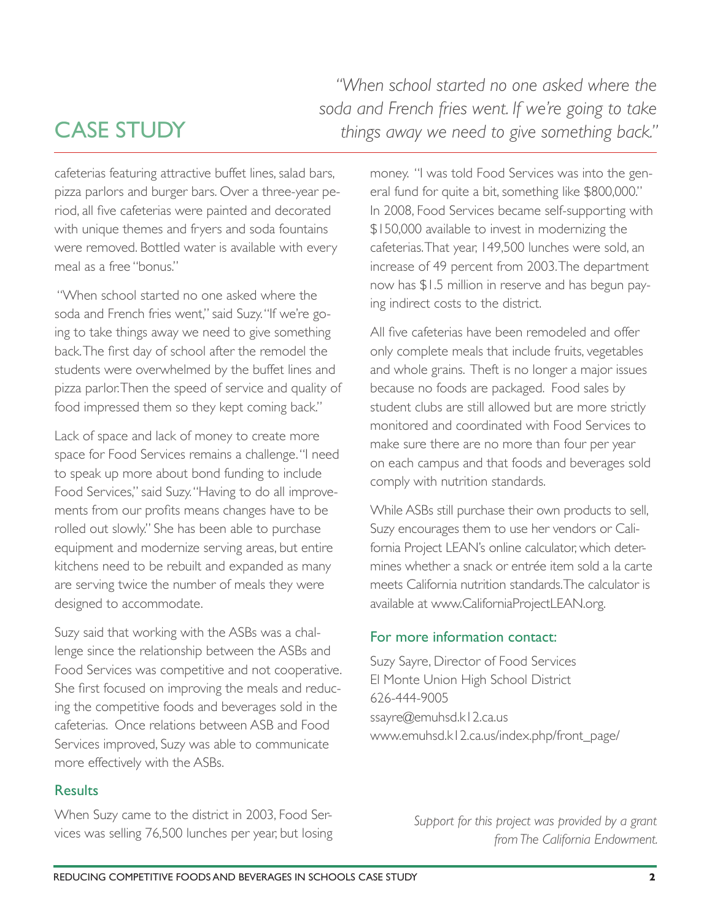# CASE STUDY

*"When school started no one asked where the soda and French fries went. If we're going to take things away we need to give something back."*

cafeterias featuring attractive buffet lines, salad bars, pizza parlors and burger bars. Over a three-year period, all five cafeterias were painted and decorated with unique themes and fryers and soda fountains were removed. Bottled water is available with every meal as a free "bonus."

"When school started no one asked where the soda and French fries went," said Suzy. "If we're going to take things away we need to give something back. The first day of school after the remodel the students were overwhelmed by the buffet lines and pizza parlor. Then the speed of service and quality of food impressed them so they kept coming back."

Lack of space and lack of money to create more space for Food Services remains a challenge. "I need to speak up more about bond funding to include Food Services," said Suzy. "Having to do all improvements from our profits means changes have to be rolled out slowly." She has been able to purchase equipment and modernize serving areas, but entire kitchens need to be rebuilt and expanded as many are serving twice the number of meals they were designed to accommodate.

Suzy said that working with the ASBs was a challenge since the relationship between the ASBs and Food Services was competitive and not cooperative. She first focused on improving the meals and reducing the competitive foods and beverages sold in the cafeterias. Once relations between ASB and Food Services improved, Suzy was able to communicate more effectively with the ASBs.

## Results

When Suzy came to the district in 2003, Food Services was selling 76,500 lunches per year, but losing money. "I was told Food Services was into the general fund for quite a bit, something like $800,000." In 2008, Food Services became self-supporting with $150,000 available to invest in modernizing the cafeterias. That year, 149,500 lunches were sold, an increase of 49 percent from 2003. The department now has $1.5 million in reserve and has begun paying indirect costs to the district.

All five cafeterias have been remodeled and offer only complete meals that include fruits, vegetables and whole grains. Theft is no longer a major issues because no foods are packaged. Food sales by student clubs are still allowed but are more strictly monitored and coordinated with Food Services to make sure there are no more than four per year on each campus and that foods and beverages sold comply with nutrition standards.

While ASBs still purchase their own products to sell, Suzy encourages them to use her vendors or California Project LEAN's online calculator, which determines whether a snack or entrée item sold a la carte meets California nutrition standards. The calculator is available at www.CaliforniaProjectLEAN.org.

## For more information contact:

Suzy Sayre, Director of Food Services
El Monte Union High School District
626-444-9005
ssayre@emuhsd.k12.ca.us
www.emuhsd.k12.ca.us/index.php/front_page/

*Support for this project was provided by a grant from The California Endowment.*